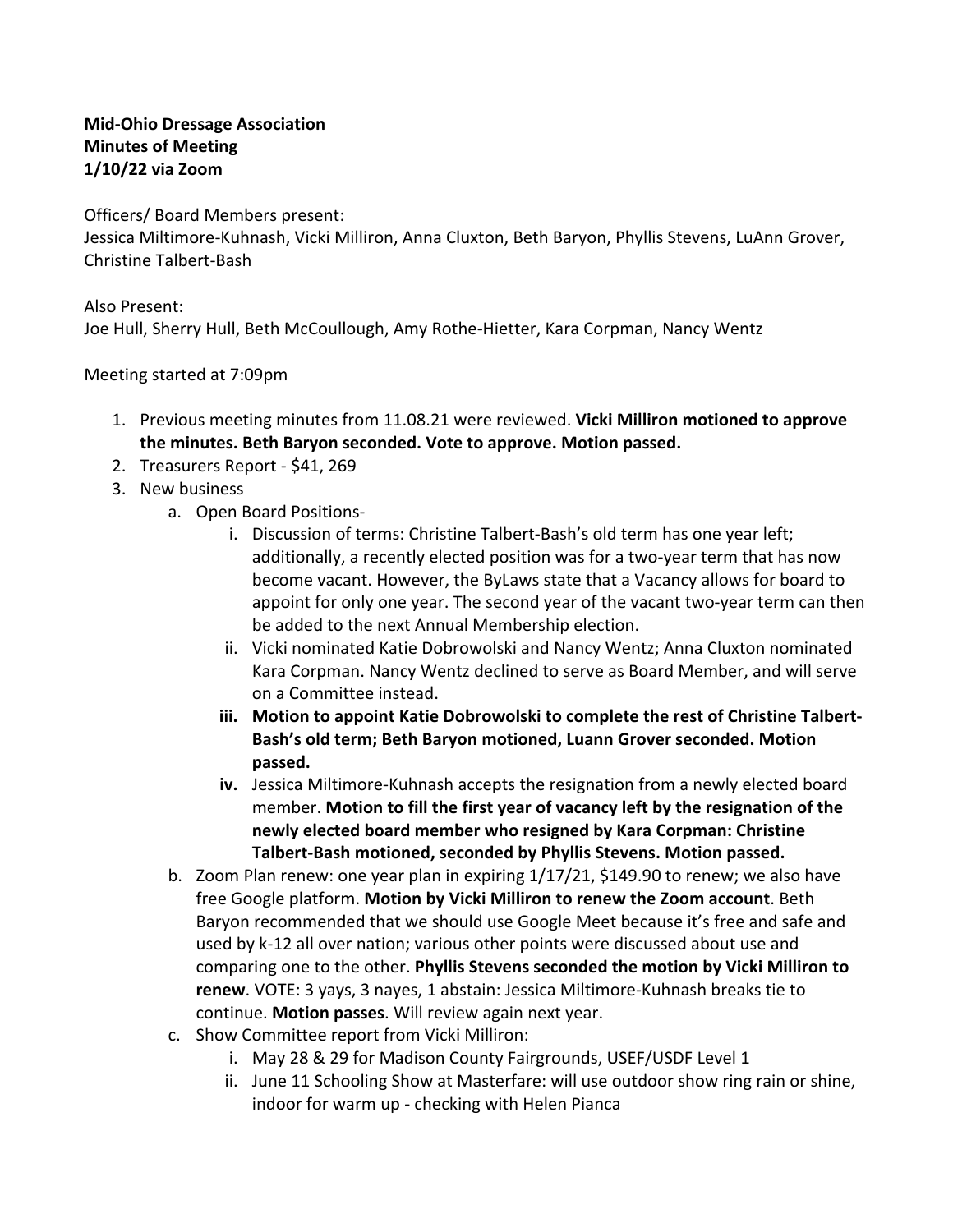**Mid-Ohio Dressage Association**
**Minutes of Meeting**
**1/10/22 via Zoom**

Officers/ Board Members present:
Jessica Miltimore-Kuhnash, Vicki Milliron, Anna Cluxton, Beth Baryon, Phyllis Stevens, LuAnn Grover, Christine Talbert-Bash

Also Present:
Joe Hull, Sherry Hull, Beth McCoullough, Amy Rothe-Hietter, Kara Corpman, Nancy Wentz

Meeting started at 7:09pm

1. Previous meeting minutes from 11.08.21 were reviewed. **Vicki Milliron motioned to approve the minutes. Beth Baryon seconded. Vote to approve. Motion passed.**
2. Treasurers Report - $41, 269
3. New business
   a. Open Board Positions-
      i. Discussion of terms: Christine Talbert-Bash's old term has one year left; additionally, a recently elected position was for a two-year term that has now become vacant. However, the ByLaws state that a Vacancy allows for board to appoint for only one year. The second year of the vacant two-year term can then be added to the next Annual Membership election.
      ii. Vicki nominated Katie Dobrowolski and Nancy Wentz; Anna Cluxton nominated Kara Corpman. Nancy Wentz declined to serve as Board Member, and will serve on a Committee instead.
      **iii. Motion to appoint Katie Dobrowolski to complete the rest of Christine Talbert-Bash's old term; Beth Baryon motioned, Luann Grover seconded. Motion passed.**
      **iv.** Jessica Miltimore-Kuhnash accepts the resignation from a newly elected board member. **Motion to fill the first year of vacancy left by the resignation of the newly elected board member who resigned by Kara Corpman: Christine Talbert-Bash motioned, seconded by Phyllis Stevens. Motion passed.**
   b. Zoom Plan renew: one year plan in expiring 1/17/21, $149.90 to renew; we also have free Google platform. **Motion by Vicki Milliron to renew the Zoom account**. Beth Baryon recommended that we should use Google Meet because it's free and safe and used by k-12 all over nation; various other points were discussed about use and comparing one to the other. **Phyllis Stevens seconded the motion by Vicki Milliron to renew**. VOTE: 3 yays, 3 nayes, 1 abstain: Jessica Miltimore-Kuhnash breaks tie to continue. **Motion passes**. Will review again next year.
   c. Show Committee report from Vicki Milliron:
      i. May 28 & 29 for Madison County Fairgrounds, USEF/USDF Level 1
      ii. June 11 Schooling Show at Masterfare: will use outdoor show ring rain or shine, indoor for warm up - checking with Helen Pianca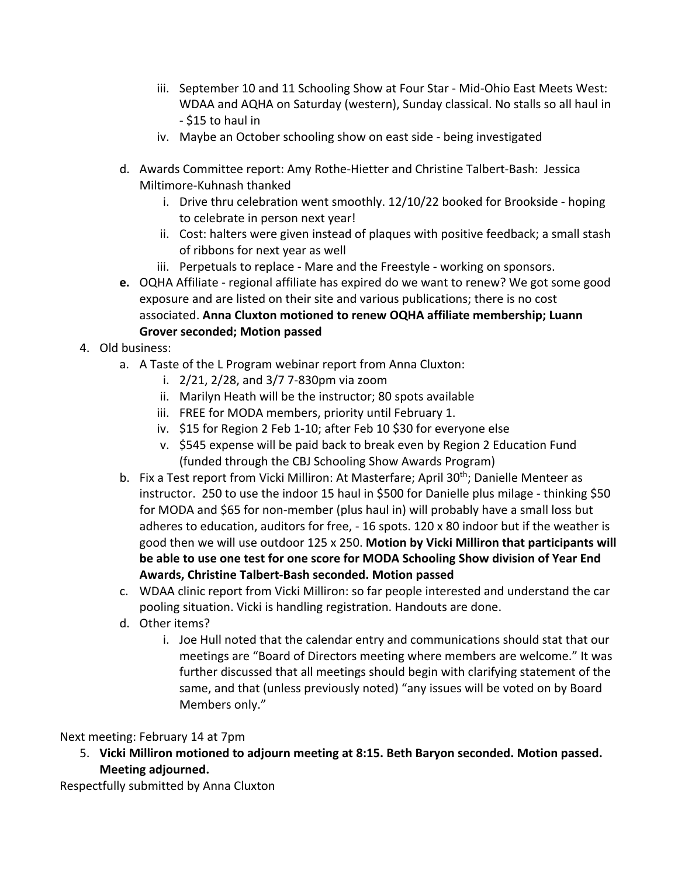iii. September 10 and 11 Schooling Show at Four Star - Mid-Ohio East Meets West: WDAA and AQHA on Saturday (western), Sunday classical. No stalls so all haul in - $15 to haul in
   iv. Maybe an October schooling show on east side - being investigated

   d. Awards Committee report: Amy Rothe-Hietter and Christine Talbert-Bash: Jessica Miltimore-Kuhnash thanked
      i. Drive thru celebration went smoothly. 12/10/22 booked for Brookside - hoping to celebrate in person next year!
      ii. Cost: halters were given instead of plaques with positive feedback; a small stash of ribbons for next year as well
      iii. Perpetuals to replace - Mare and the Freestyle - working on sponsors.

   **e.** OQHA Affiliate - regional affiliate has expired do we want to renew? We got some good exposure and are listed on their site and various publications; there is no cost associated. **Anna Cluxton motioned to renew OQHA affiliate membership; Luann Grover seconded; Motion passed**

4. Old business:
   a. A Taste of the L Program webinar report from Anna Cluxton:
      i. 2/21, 2/28, and 3/7 7-830pm via zoom
      ii. Marilyn Heath will be the instructor; 80 spots available
      iii. FREE for MODA members, priority until February 1.
      iv. $15 for Region 2 Feb 1-10; after Feb 10 $30 for everyone else
      v. $545 expense will be paid back to break even by Region 2 Education Fund (funded through the CBJ Schooling Show Awards Program)

   b. Fix a Test report from Vicki Milliron: At Masterfare; April 30th; Danielle Menteer as instructor. 250 to use the indoor 15 haul in $500 for Danielle plus milage - thinking $50 for MODA and $65 for non-member (plus haul in) will probably have a small loss but adheres to education, auditors for free, - 16 spots. 120 x 80 indoor but if the weather is good then we will use outdoor 125 x 250. **Motion by Vicki Milliron that participants will be able to use one test for one score for MODA Schooling Show division of Year End Awards, Christine Talbert-Bash seconded. Motion passed**

   c. WDAA clinic report from Vicki Milliron: so far people interested and understand the car pooling situation. Vicki is handling registration. Handouts are done.

   d. Other items?
      i. Joe Hull noted that the calendar entry and communications should stat that our meetings are "Board of Directors meeting where members are welcome." It was further discussed that all meetings should begin with clarifying statement of the same, and that (unless previously noted) "any issues will be voted on by Board Members only."

Next meeting: February 14 at 7pm

5. **Vicki Milliron motioned to adjourn meeting at 8:15. Beth Baryon seconded. Motion passed. Meeting adjourned.**

Respectfully submitted by Anna Cluxton